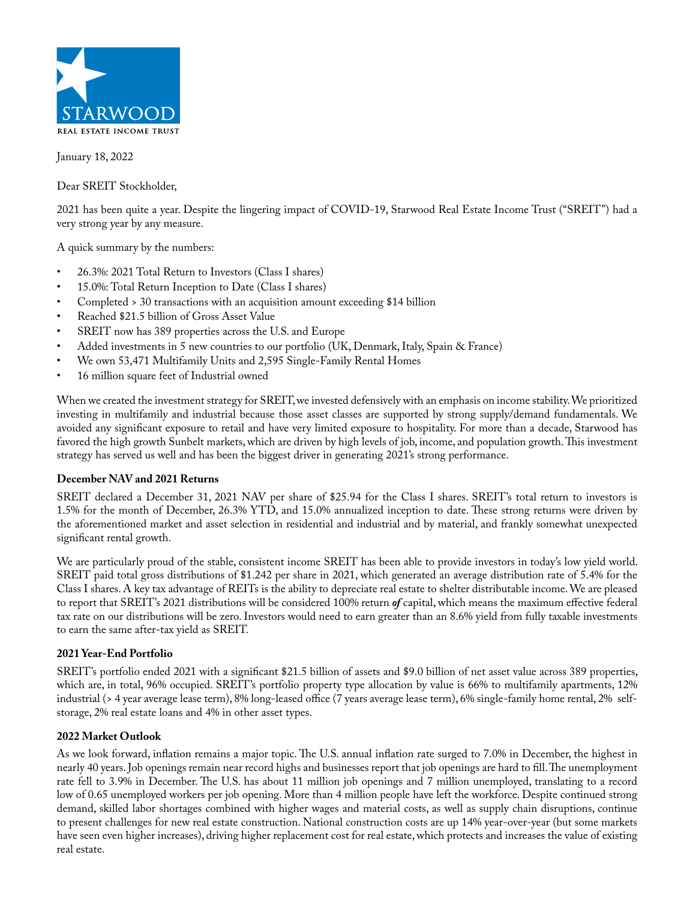STARWOOD

REAL ESTATE INCOME TRUST

January 18, 2022

Dear SREIT Stockholder,

2021 has been quite a year. Despite the lingering impact of COVID-19, Starwood Real Estate Income Trust ("SREIT") had a very strong year by any measure.

A quick summary by the numbers:

- 26.3%: 2021 Total Return to Investors (Class I shares)
- 15.0%: Total Return Inception to Date (Class I shares)
- Completed > 30 transactions with an acquisition amount exceeding $14 billion
- Reached $21.5 billion of Gross Asset Value
- SREIT now has 389 properties across the U.S. and Europe
- Added investments in 5 new countries to our portfolio (UK, Denmark, Italy, Spain & France)
- We own 53,471 Multifamily Units and 2,595 Single-Family Rental Homes
- 16 million square feet of Industrial owned

When we created the investment strategy for SREIT, we invested defensively with an emphasis on income stability. We prioritized investing in multifamily and industrial because those asset classes are supported by strong supply/demand fundamentals. We avoided any significant exposure to retail and have very limited exposure to hospitality. For more than a decade, Starwood has favored the high growth Sunbelt markets, which are driven by high levels of job, income, and population growth. This investment strategy has served us well and has been the biggest driver in generating 2021's strong performance.

**December NAV and 2021 Returns**

SREIT declared a December 31, 2021 NAV per share of $25.94 for the Class I shares. SREIT's total return to investors is 1.5% for the month of December, 26.3% YTD, and 15.0% annualized inception to date. These strong returns were driven by the aforementioned market and asset selection in residential and industrial and by material, and frankly somewhat unexpected significant rental growth.

We are particularly proud of the stable, consistent income SREIT has been able to provide investors in today's low yield world. SREIT paid total gross distributions of $1.242 per share in 2021, which generated an average distribution rate of 5.4% for the Class I shares. A key tax advantage of REITs is the ability to depreciate real estate to shelter distributable income. We are pleased to report that SREIT's 2021 distributions will be considered 100% return ***of*** capital, which means the maximum effective federal tax rate on our distributions will be zero. Investors would need to earn greater than an 8.6% yield from fully taxable investments to earn the same after-tax yield as SREIT.

**2021 Year-End Portfolio**

SREIT's portfolio ended 2021 with a significant $21.5 billion of assets and $9.0 billion of net asset value across 389 properties, which are, in total, 96% occupied. SREIT's portfolio property type allocation by value is 66% to multifamily apartments, 12% industrial (> 4 year average lease term), 8% long-leased office (7 years average lease term), 6% single-family home rental, 2% self-storage, 2% real estate loans and 4% in other asset types.

**2022 Market Outlook**

As we look forward, inflation remains a major topic. The U.S. annual inflation rate surged to 7.0% in December, the highest in nearly 40 years. Job openings remain near record highs and businesses report that job openings are hard to fill. The unemployment rate fell to 3.9% in December. The U.S. has about 11 million job openings and 7 million unemployed, translating to a record low of 0.65 unemployed workers per job opening. More than 4 million people have left the workforce. Despite continued strong demand, skilled labor shortages combined with higher wages and material costs, as well as supply chain disruptions, continue to present challenges for new real estate construction. National construction costs are up 14% year-over-year (but some markets have seen even higher increases), driving higher replacement cost for real estate, which protects and increases the value of existing real estate.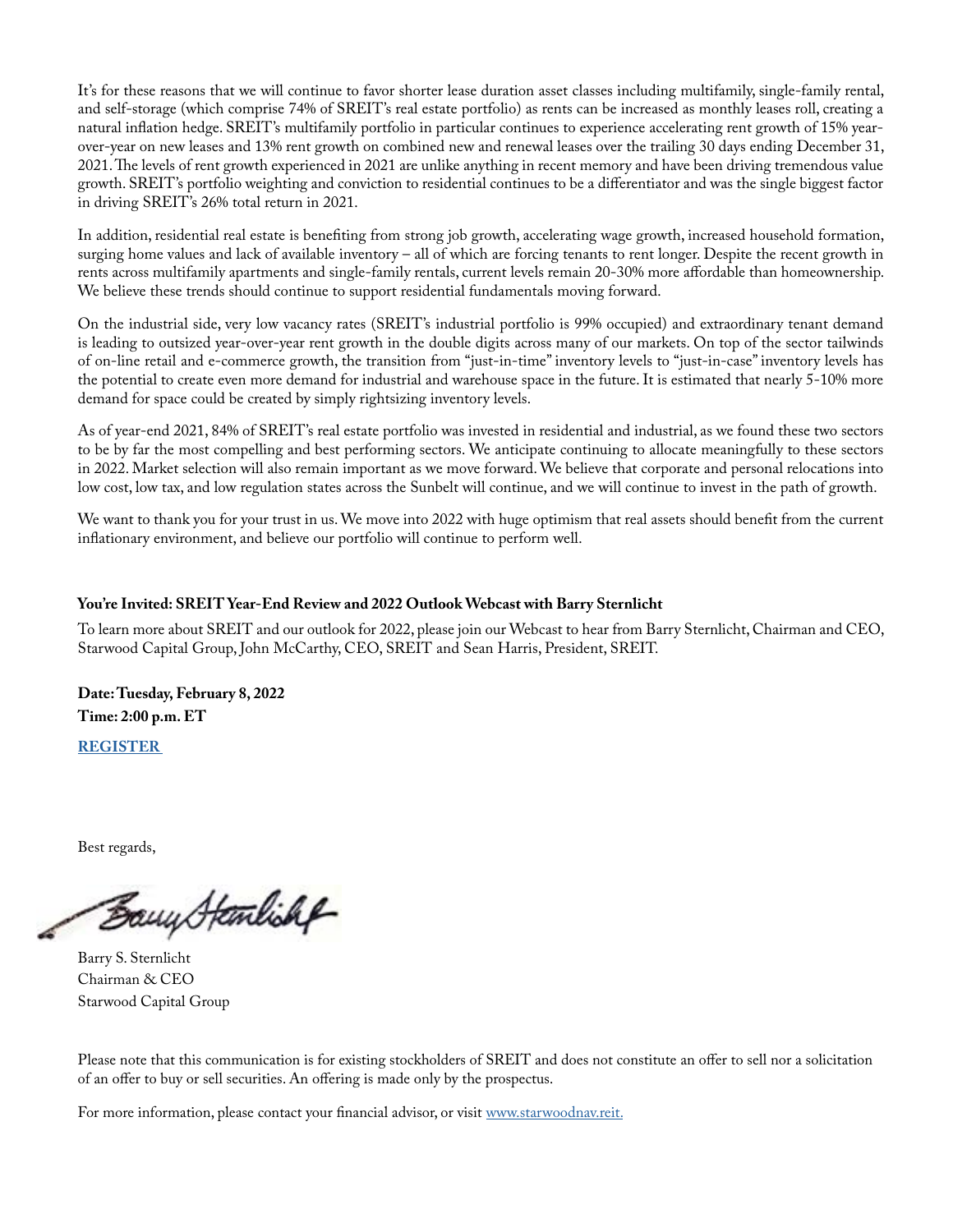It's for these reasons that we will continue to favor shorter lease duration asset classes including multifamily, single-family rental, and self-storage (which comprise 74% of SREIT's real estate portfolio) as rents can be increased as monthly leases roll, creating a natural inflation hedge. SREIT's multifamily portfolio in particular continues to experience accelerating rent growth of 15% year-over-year on new leases and 13% rent growth on combined new and renewal leases over the trailing 30 days ending December 31, 2021. The levels of rent growth experienced in 2021 are unlike anything in recent memory and have been driving tremendous value growth. SREIT's portfolio weighting and conviction to residential continues to be a differentiator and was the single biggest factor in driving SREIT's 26% total return in 2021.

In addition, residential real estate is benefiting from strong job growth, accelerating wage growth, increased household formation, surging home values and lack of available inventory – all of which are forcing tenants to rent longer. Despite the recent growth in rents across multifamily apartments and single-family rentals, current levels remain 20-30% more affordable than homeownership. We believe these trends should continue to support residential fundamentals moving forward.

On the industrial side, very low vacancy rates (SREIT's industrial portfolio is 99% occupied) and extraordinary tenant demand is leading to outsized year-over-year rent growth in the double digits across many of our markets. On top of the sector tailwinds of on-line retail and e-commerce growth, the transition from "just-in-time" inventory levels to "just-in-case" inventory levels has the potential to create even more demand for industrial and warehouse space in the future. It is estimated that nearly 5-10% more demand for space could be created by simply rightsizing inventory levels.

As of year-end 2021, 84% of SREIT's real estate portfolio was invested in residential and industrial, as we found these two sectors to be by far the most compelling and best performing sectors. We anticipate continuing to allocate meaningfully to these sectors in 2022. Market selection will also remain important as we move forward. We believe that corporate and personal relocations into low cost, low tax, and low regulation states across the Sunbelt will continue, and we will continue to invest in the path of growth.

We want to thank you for your trust in us. We move into 2022 with huge optimism that real assets should benefit from the current inflationary environment, and believe our portfolio will continue to perform well.

**You're Invited: SREIT Year-End Review and 2022 Outlook Webcast with Barry Sternlicht**

To learn more about SREIT and our outlook for 2022, please join our Webcast to hear from Barry Sternlicht, Chairman and CEO, Starwood Capital Group, John McCarthy, CEO, SREIT and Sean Harris, President, SREIT.

**Date: Tuesday, February 8, 2022**
**Time: 2:00 p.m. ET**

**REGISTER**

Best regards,

Barry S. Sternlicht
Chairman & CEO
Starwood Capital Group

Please note that this communication is for existing stockholders of SREIT and does not constitute an offer to sell nor a solicitation of an offer to buy or sell securities. An offering is made only by the prospectus.

For more information, please contact your financial advisor, or visit www.starwoodnav.reit.